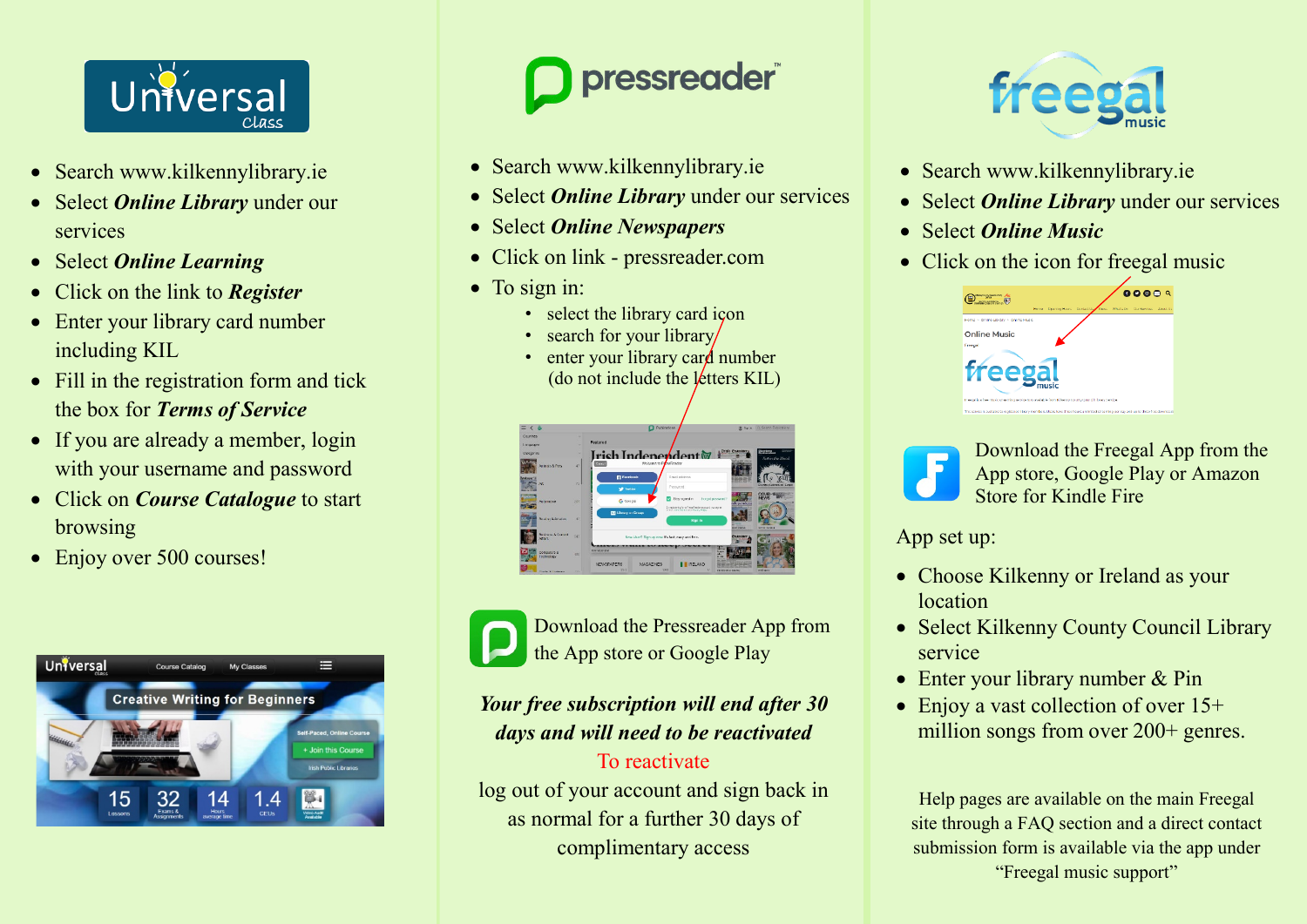## Universal Class

- Search www.kilkennylibrary.ie
- Select ***Online Library*** under our services
- Select ***Online Learning***
- Click on the link to ***Register***
- Enter your library card number including KIL
- Fill in the registration form and tick the box for ***Terms of Service***
- If you are already a member, login with your username and password
- Click on ***Course Catalogue*** to start browsing
- Enjoy over 500 courses!

## pressreader

- Search www.kilkennylibrary.ie
- Select ***Online Library*** under our services
- Select ***Online Newspapers***
- Click on link - pressreader.com
- To sign in:
  - select the library card icon
  - search for your library
  - enter your library card number (do not include the letters KIL)

Download the Pressreader App from the App store or Google Play

***Your free subscription will end after 30 days and will need to be reactivated***

To reactivate

log out of your account and sign back in as normal for a further 30 days of complimentary access

## freegal music

- Search www.kilkennylibrary.ie
- Select ***Online Library*** under our services
- Select ***Online Music***
- Click on the icon for freegal music

Download the Freegal App from the App store, Google Play or Amazon Store for Kindle Fire

App set up:

- Choose Kilkenny or Ireland as your location
- Select Kilkenny County Council Library service
- Enter your library number & Pin
- Enjoy a vast collection of over 15+ million songs from over 200+ genres.

Help pages are available on the main Freegal site through a FAQ section and a direct contact submission form is available via the app under "Freegal music support"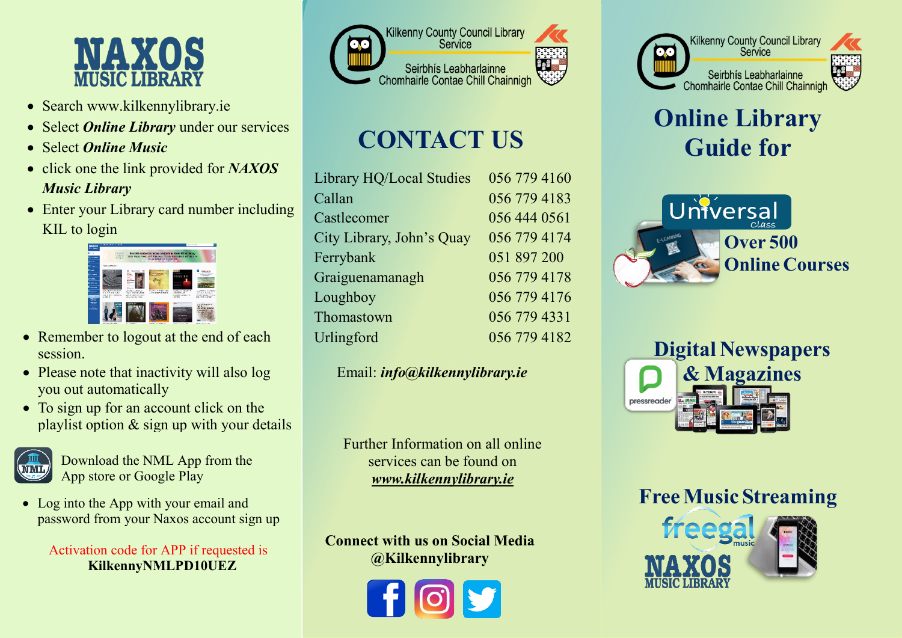# NAXOS MUSIC LIBRARY

- Search www.kilkennylibrary.ie
- Select ***Online Library*** under our services
- Select ***Online Music***
- click one the link provided for ***NAXOS Music Library***
- Enter your Library card number including KIL to login

- Remember to logout at the end of each session.
- Please note that inactivity will also log you out automatically
- To sign up for an account click on the playlist option & sign up with your details

Download the NML App from the App store or Google Play

- Log into the App with your email and password from your Naxos account sign up

Activation code for APP if requested is **KilkennyNMLPD10UEZ**

Kilkenny County Council Library Service

Seirbhís Leabharlainne Chomhairle Contae Chill Chainnigh

# CONTACT US

| | |
|---|---|
| Library HQ/Local Studies | 056 779 4160 |
| Callan | 056 779 4183 |
| Castlecomer | 056 444 0561 |
| City Library, John's Quay | 056 779 4174 |
| Ferrybank | 051 897 200 |
| Graiguenamanagh | 056 779 4178 |
| Loughboy | 056 779 4176 |
| Thomastown | 056 779 4331 |
| Urlingford | 056 779 4182 |

Email: ***info@kilkennylibrary.ie***

Further Information on all online services can be found on ***www.kilkennylibrary.ie***

**Connect with us on Social Media @Kilkennylibrary**

Kilkenny County Council Library Service

Seirbhís Leabharlainne Chomhairle Contae Chill Chainnigh

# Online Library Guide for

Universal Class

**Over 500 Online Courses**

## Digital Newspapers & Magazines

pressreader

## Free Music Streaming

freegal music

NAXOS MUSIC LIBRARY